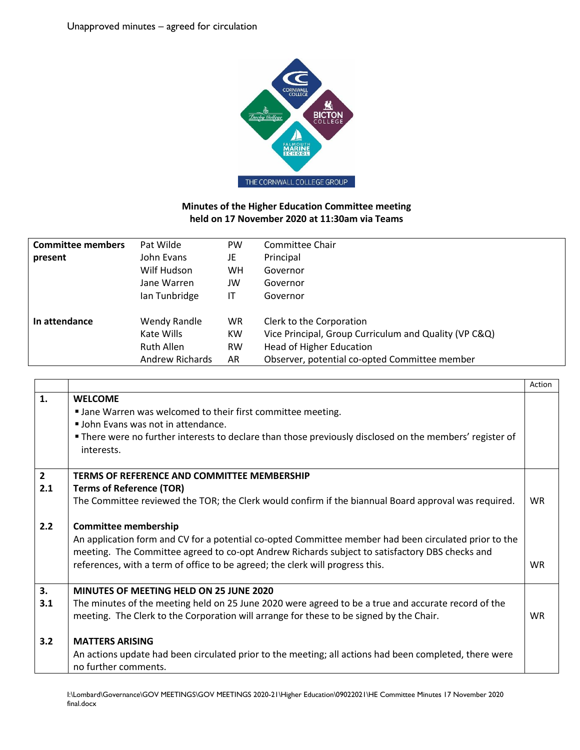Unapproved minutes – agreed for circulation

THE CORNWALL COLLEGE GROUP

**Minutes of the Higher Education Committee meeting held on 17 November 2020 at 11:30am via Teams**

| | | | |
|---|---|---|---|
| **Committee members present** | Pat Wilde | PW | Committee Chair |
| | John Evans | JE | Principal |
| | Wilf Hudson | WH | Governor |
| | Jane Warren | JW | Governor |
| | Ian Tunbridge | IT | Governor |
| **In attendance** | Wendy Randle | WR | Clerk to the Corporation |
| | Kate Wills | KW | Vice Principal, Group Curriculum and Quality (VP C&Q) |
| | Ruth Allen | RW | Head of Higher Education |
| | Andrew Richards | AR | Observer, potential co-opted Committee member |

| | | Action |
|---|---|---|
| **1.** | **WELCOME**<br>▪ Jane Warren was welcomed to their first committee meeting.<br>▪ John Evans was not in attendance.<br>▪ There were no further interests to declare than those previously disclosed on the members' register of interests. | |
| **2** | **TERMS OF REFERENCE AND COMMITTEE MEMBERSHIP** | |
| **2.1** | **Terms of Reference (TOR)**<br>The Committee reviewed the TOR; the Clerk would confirm if the biannual Board approval was required. | WR |
| **2.2** | **Committee membership**<br>An application form and CV for a potential co-opted Committee member had been circulated prior to the meeting. The Committee agreed to co-opt Andrew Richards subject to satisfactory DBS checks and references, with a term of office to be agreed; the clerk will progress this. | WR |
| **3.** | **MINUTES OF MEETING HELD ON 25 JUNE 2020** | |
| **3.1** | The minutes of the meeting held on 25 June 2020 were agreed to be a true and accurate record of the meeting. The Clerk to the Corporation will arrange for these to be signed by the Chair. | WR |
| **3.2** | **MATTERS ARISING**<br>An actions update had been circulated prior to the meeting; all actions had been completed, there were no further comments. | |

I:\Lombard\Governance\GOV MEETINGS\GOV MEETINGS 2020-21\Higher Education\09022021\HE Committee Minutes 17 November 2020 final.docx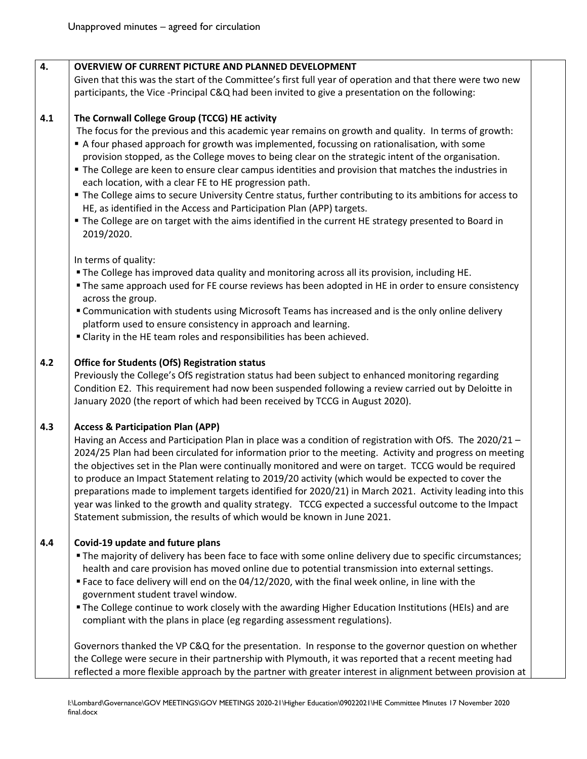Unapproved minutes – agreed for circulation

## 4. OVERVIEW OF CURRENT PICTURE AND PLANNED DEVELOPMENT

Given that this was the start of the Committee's first full year of operation and that there were two new participants, the Vice -Principal C&Q had been invited to give a presentation on the following:

### 4.1 The Cornwall College Group (TCCG) HE activity

The focus for the previous and this academic year remains on growth and quality. In terms of growth:

- A four phased approach for growth was implemented, focussing on rationalisation, with some provision stopped, as the College moves to being clear on the strategic intent of the organisation.
- The College are keen to ensure clear campus identities and provision that matches the industries in each location, with a clear FE to HE progression path.
- The College aims to secure University Centre status, further contributing to its ambitions for access to HE, as identified in the Access and Participation Plan (APP) targets.
- The College are on target with the aims identified in the current HE strategy presented to Board in 2019/2020.

In terms of quality:

- The College has improved data quality and monitoring across all its provision, including HE.
- The same approach used for FE course reviews has been adopted in HE in order to ensure consistency across the group.
- Communication with students using Microsoft Teams has increased and is the only online delivery platform used to ensure consistency in approach and learning.
- Clarity in the HE team roles and responsibilities has been achieved.

### 4.2 Office for Students (OfS) Registration status

Previously the College's OfS registration status had been subject to enhanced monitoring regarding Condition E2. This requirement had now been suspended following a review carried out by Deloitte in January 2020 (the report of which had been received by TCCG in August 2020).

### 4.3 Access & Participation Plan (APP)

Having an Access and Participation Plan in place was a condition of registration with OfS. The 2020/21 – 2024/25 Plan had been circulated for information prior to the meeting. Activity and progress on meeting the objectives set in the Plan were continually monitored and were on target. TCCG would be required to produce an Impact Statement relating to 2019/20 activity (which would be expected to cover the preparations made to implement targets identified for 2020/21) in March 2021. Activity leading into this year was linked to the growth and quality strategy. TCCG expected a successful outcome to the Impact Statement submission, the results of which would be known in June 2021.

### 4.4 Covid-19 update and future plans

- The majority of delivery has been face to face with some online delivery due to specific circumstances; health and care provision has moved online due to potential transmission into external settings.
- Face to face delivery will end on the 04/12/2020, with the final week online, in line with the government student travel window.
- The College continue to work closely with the awarding Higher Education Institutions (HEIs) and are compliant with the plans in place (eg regarding assessment regulations).

Governors thanked the VP C&Q for the presentation. In response to the governor question on whether the College were secure in their partnership with Plymouth, it was reported that a recent meeting had reflected a more flexible approach by the partner with greater interest in alignment between provision at

I:\Lombard\Governance\GOV MEETINGS\GOV MEETINGS 2020-21\Higher Education\09022021\HE Committee Minutes 17 November 2020 final.docx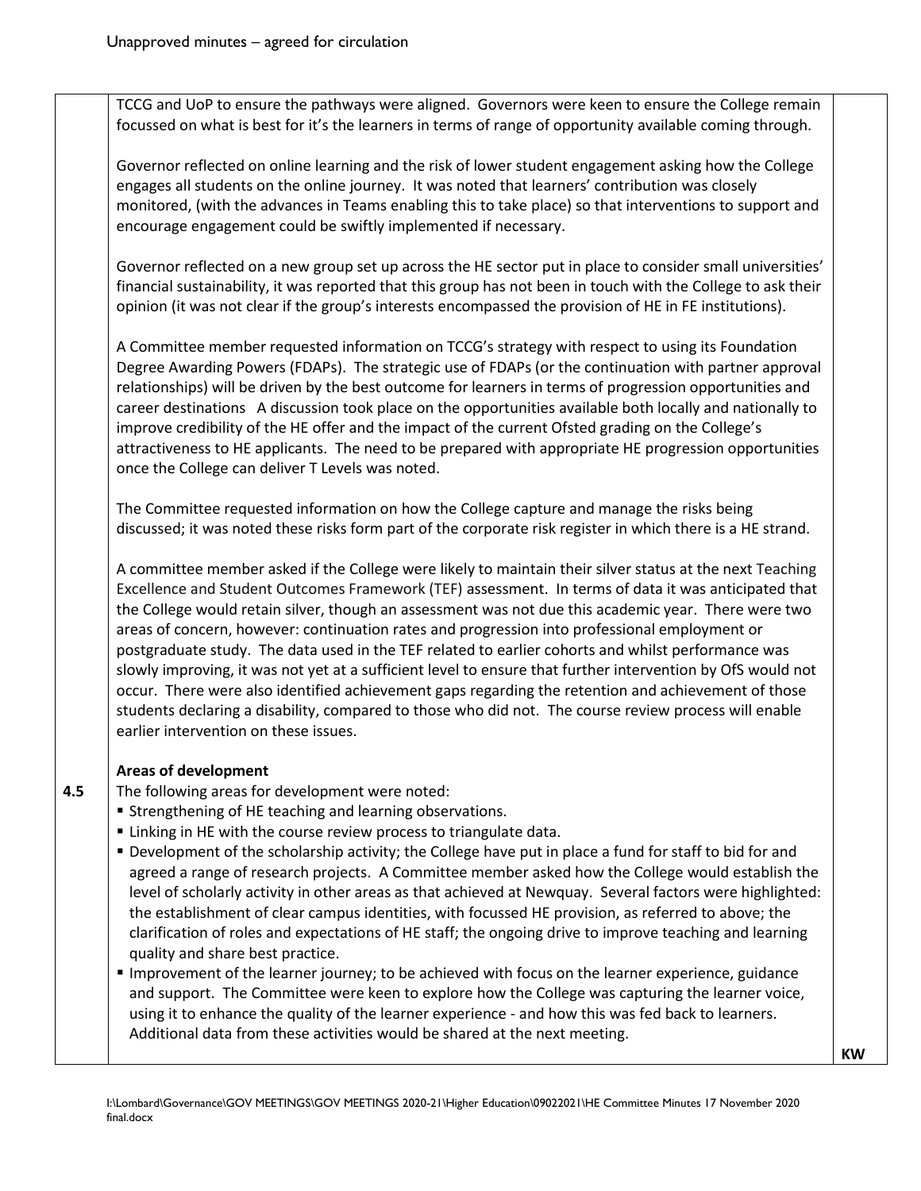TCCG and UoP to ensure the pathways were aligned. Governors were keen to ensure the College remain focussed on what is best for it's the learners in terms of range of opportunity available coming through.

Governor reflected on online learning and the risk of lower student engagement asking how the College engages all students on the online journey. It was noted that learners' contribution was closely monitored, (with the advances in Teams enabling this to take place) so that interventions to support and encourage engagement could be swiftly implemented if necessary.

Governor reflected on a new group set up across the HE sector put in place to consider small universities' financial sustainability, it was reported that this group has not been in touch with the College to ask their opinion (it was not clear if the group's interests encompassed the provision of HE in FE institutions).

A Committee member requested information on TCCG's strategy with respect to using its Foundation Degree Awarding Powers (FDAPs). The strategic use of FDAPs (or the continuation with partner approval relationships) will be driven by the best outcome for learners in terms of progression opportunities and career destinations A discussion took place on the opportunities available both locally and nationally to improve credibility of the HE offer and the impact of the current Ofsted grading on the College's attractiveness to HE applicants. The need to be prepared with appropriate HE progression opportunities once the College can deliver T Levels was noted.

The Committee requested information on how the College capture and manage the risks being discussed; it was noted these risks form part of the corporate risk register in which there is a HE strand.

A committee member asked if the College were likely to maintain their silver status at the next Teaching Excellence and Student Outcomes Framework (TEF) assessment. In terms of data it was anticipated that the College would retain silver, though an assessment was not due this academic year. There were two areas of concern, however: continuation rates and progression into professional employment or postgraduate study. The data used in the TEF related to earlier cohorts and whilst performance was slowly improving, it was not yet at a sufficient level to ensure that further intervention by OfS would not occur. There were also identified achievement gaps regarding the retention and achievement of those students declaring a disability, compared to those who did not. The course review process will enable earlier intervention on these issues.

**Areas of development**

**4.5** The following areas for development were noted:

- Strengthening of HE teaching and learning observations.
- Linking in HE with the course review process to triangulate data.
- Development of the scholarship activity; the College have put in place a fund for staff to bid for and agreed a range of research projects. A Committee member asked how the College would establish the level of scholarly activity in other areas as that achieved at Newquay. Several factors were highlighted: the establishment of clear campus identities, with focussed HE provision, as referred to above; the clarification of roles and expectations of HE staff; the ongoing drive to improve teaching and learning quality and share best practice.
- Improvement of the learner journey; to be achieved with focus on the learner experience, guidance and support. The Committee were keen to explore how the College was capturing the learner voice, using it to enhance the quality of the learner experience - and how this was fed back to learners. Additional data from these activities would be shared at the next meeting. **KW**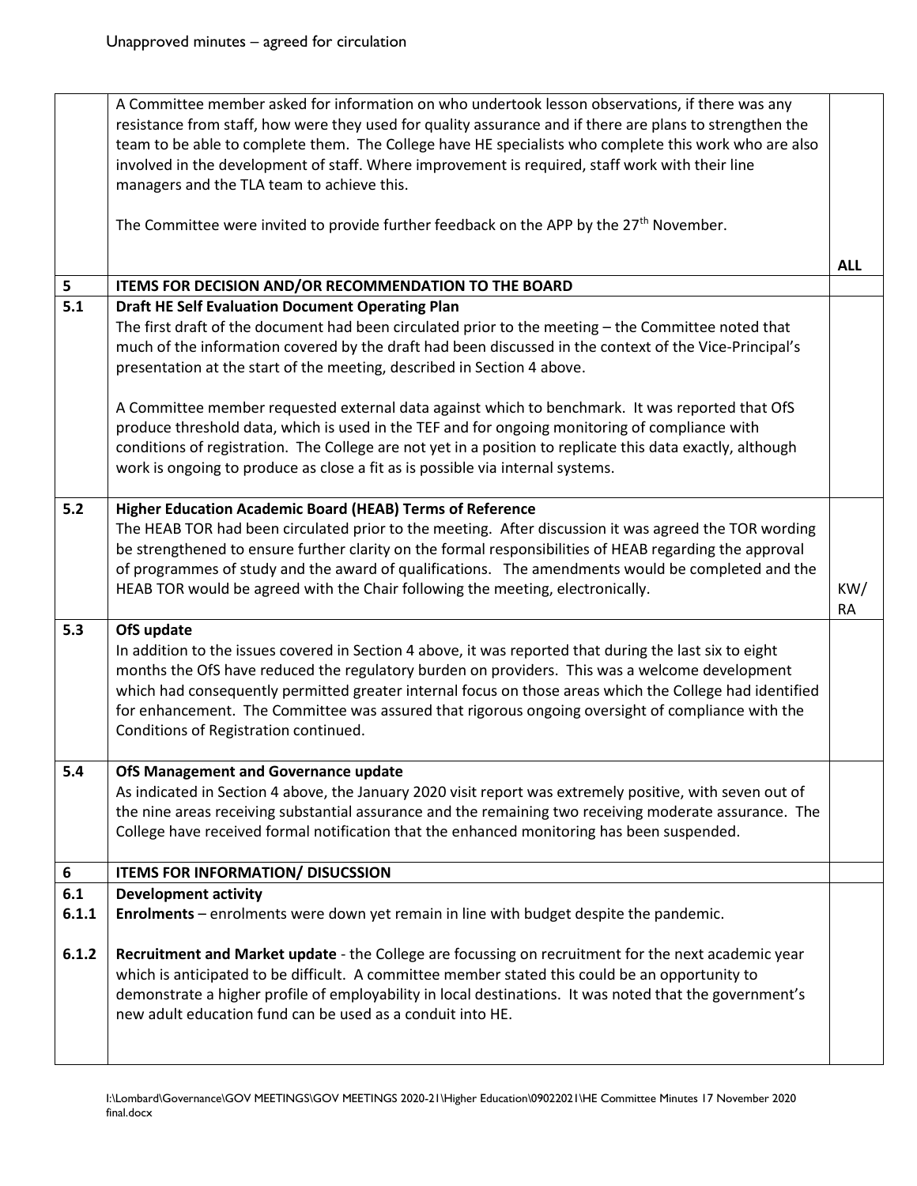| | | |
|---|---|---|
| | A Committee member asked for information on who undertook lesson observations, if there was any resistance from staff, how were they used for quality assurance and if there are plans to strengthen the team to be able to complete them. The College have HE specialists who complete this work who are also involved in the development of staff. Where improvement is required, staff work with their line managers and the TLA team to achieve this.<br><br>The Committee were invited to provide further feedback on the APP by the 27th November. | **ALL** |
| **5** | **ITEMS FOR DECISION AND/OR RECOMMENDATION TO THE BOARD** | |
| **5.1** | **Draft HE Self Evaluation Document Operating Plan**<br>The first draft of the document had been circulated prior to the meeting – the Committee noted that much of the information covered by the draft had been discussed in the context of the Vice-Principal's presentation at the start of the meeting, described in Section 4 above.<br><br>A Committee member requested external data against which to benchmark. It was reported that OfS produce threshold data, which is used in the TEF and for ongoing monitoring of compliance with conditions of registration. The College are not yet in a position to replicate this data exactly, although work is ongoing to produce as close a fit as is possible via internal systems. | |
| **5.2** | **Higher Education Academic Board (HEAB) Terms of Reference**<br>The HEAB TOR had been circulated prior to the meeting. After discussion it was agreed the TOR wording be strengthened to ensure further clarity on the formal responsibilities of HEAB regarding the approval of programmes of study and the award of qualifications. The amendments would be completed and the HEAB TOR would be agreed with the Chair following the meeting, electronically. | KW/ RA |
| **5.3** | **OfS update**<br>In addition to the issues covered in Section 4 above, it was reported that during the last six to eight months the OfS have reduced the regulatory burden on providers. This was a welcome development which had consequently permitted greater internal focus on those areas which the College had identified for enhancement. The Committee was assured that rigorous ongoing oversight of compliance with the Conditions of Registration continued. | |
| **5.4** | **OfS Management and Governance update**<br>As indicated in Section 4 above, the January 2020 visit report was extremely positive, with seven out of the nine areas receiving substantial assurance and the remaining two receiving moderate assurance. The College have received formal notification that the enhanced monitoring has been suspended. | |
| **6** | **ITEMS FOR INFORMATION/ DISUCSSION** | |
| **6.1**<br>**6.1.1**<br><br>**6.1.2** | **Development activity**<br>**Enrolments** – enrolments were down yet remain in line with budget despite the pandemic.<br><br>**Recruitment and Market update** - the College are focussing on recruitment for the next academic year which is anticipated to be difficult. A committee member stated this could be an opportunity to demonstrate a higher profile of employability in local destinations. It was noted that the government's new adult education fund can be used as a conduit into HE. | |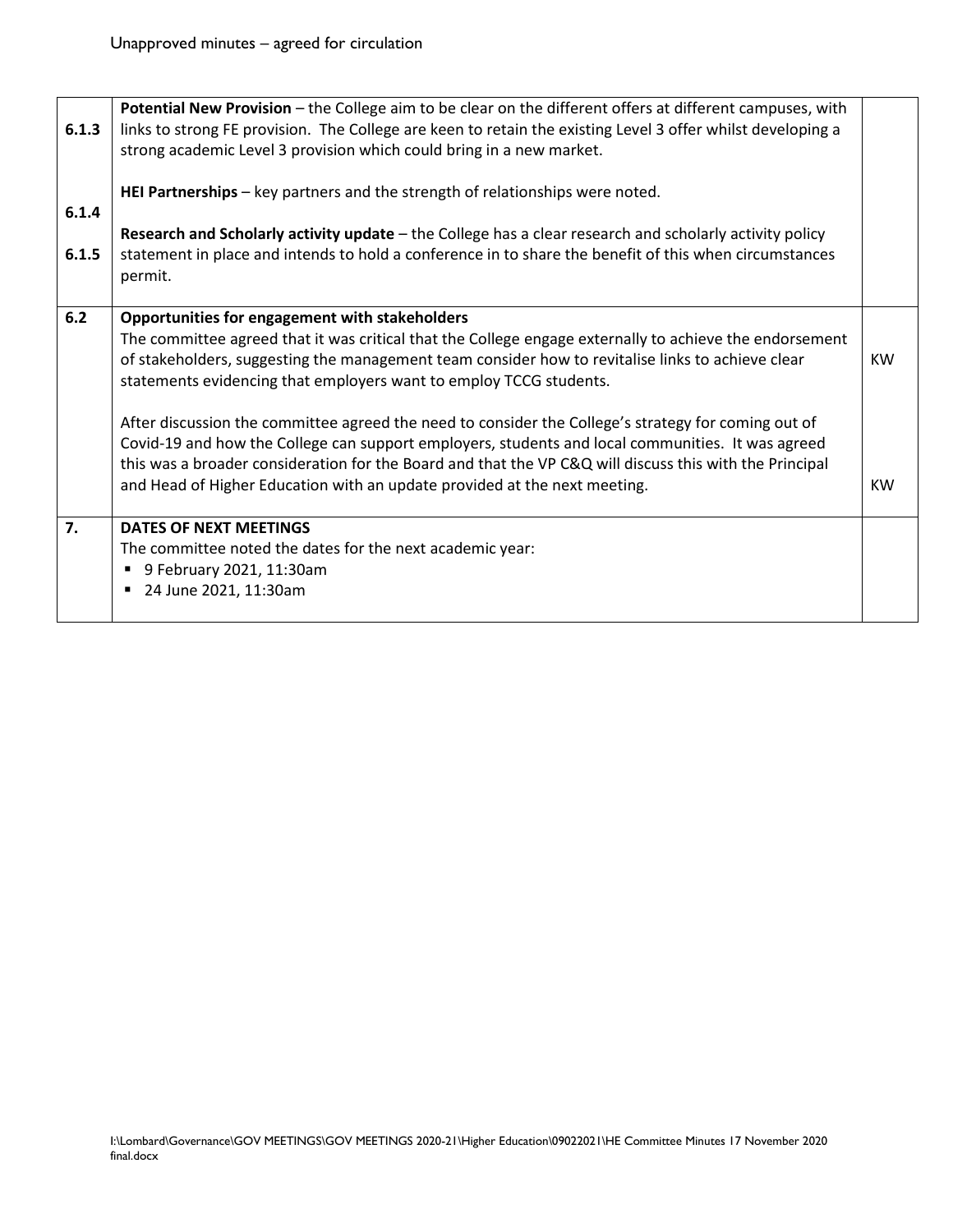Unapproved minutes – agreed for circulation

| | | |
|---|---|---|
| 6.1.3<br><br>6.1.4<br><br>6.1.5 | **Potential New Provision** – the College aim to be clear on the different offers at different campuses, with links to strong FE provision. The College are keen to retain the existing Level 3 offer whilst developing a strong academic Level 3 provision which could bring in a new market.<br><br>**HEI Partnerships** – key partners and the strength of relationships were noted.<br><br>**Research and Scholarly activity update** – the College has a clear research and scholarly activity policy statement in place and intends to hold a conference in to share the benefit of this when circumstances permit. | |
| 6.2 | **Opportunities for engagement with stakeholders**<br>The committee agreed that it was critical that the College engage externally to achieve the endorsement of stakeholders, suggesting the management team consider how to revitalise links to achieve clear statements evidencing that employers want to employ TCCG students.<br><br>After discussion the committee agreed the need to consider the College's strategy for coming out of Covid-19 and how the College can support employers, students and local communities. It was agreed this was a broader consideration for the Board and that the VP C&Q will discuss this with the Principal and Head of Higher Education with an update provided at the next meeting. | KW<br><br>KW |
| 7. | **DATES OF NEXT MEETINGS**<br>The committee noted the dates for the next academic year:<br>▪ 9 February 2021, 11:30am<br>▪ 24 June 2021, 11:30am | |

I:\Lombard\Governance\GOV MEETINGS\GOV MEETINGS 2020-21\Higher Education\09022021\HE Committee Minutes 17 November 2020 final.docx